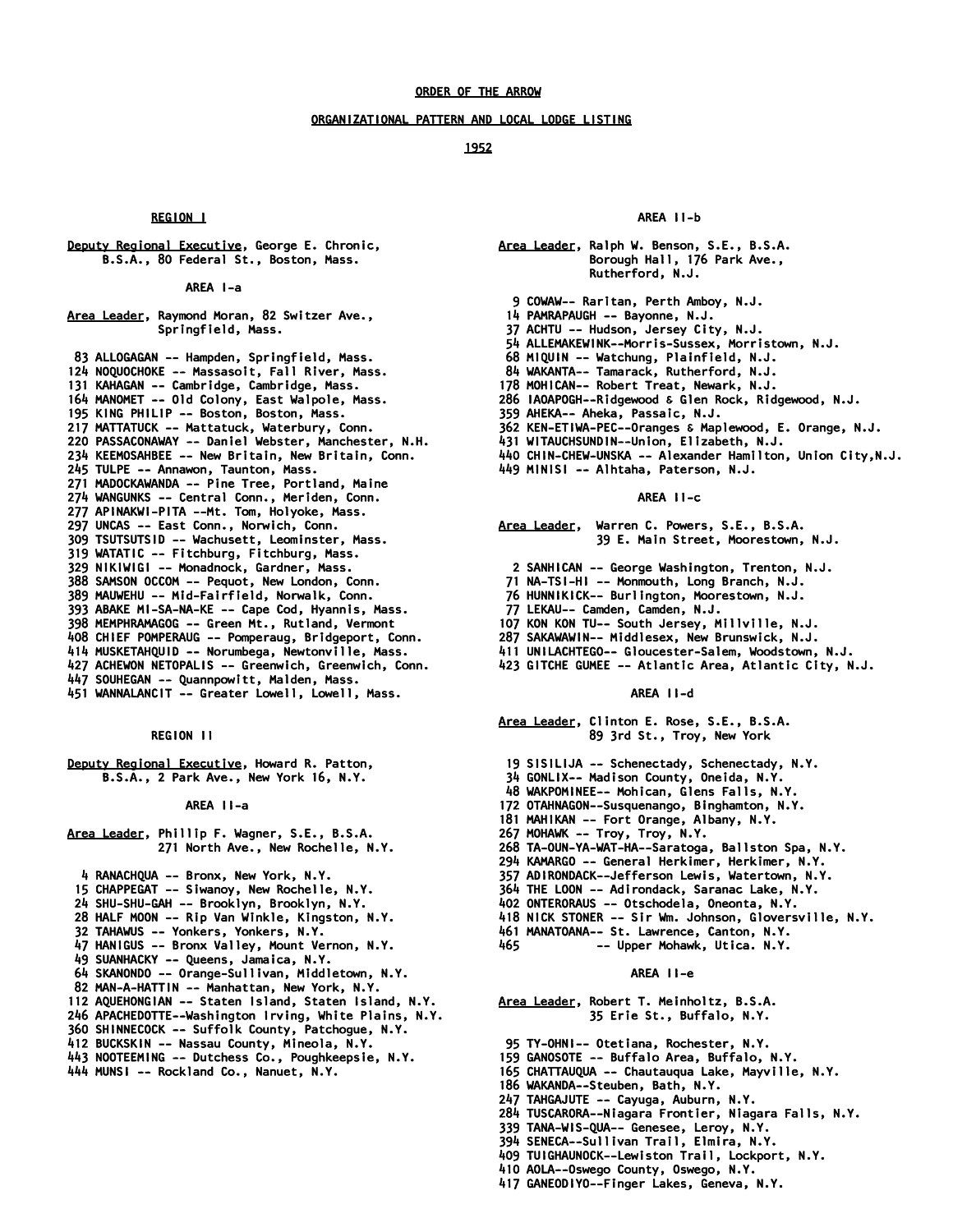# ORDER OF THE ARROW

## ORGANIZATIONAL PATTERN AND LOCAL LODGE LISTING

## 1952

### REGION I

Deputy Regional Executive, George E. Chronic, B.S.A., 80 Federal St., Boston, Mass.

#### AREA I-a

Area Leader, Raymond Moran, 82 Switzer Ave., Springfield, Mass.

83 ALLOGAGAN -- Hampden, Springfield, Mass.
124 NOQUOCHOKE -- Massasoit, Fall River, Mass.
131 KAHAGAN -- Cambridge, Cambridge, Mass.
164 MANOMET -- Old Colony, East Walpole, Mass.
195 KING PHILIP -- Boston, Boston, Mass.
217 MATTATUCK -- Mattatuck, Waterbury, Conn.
220 PASSACONAWAY -- Daniel Webster, Manchester, N.H.
234 KEEMOSAHBEE -- New Britain, New Britain, Conn.
245 TULPE -- Annawon, Taunton, Mass.
271 MADOCKAWANDA -- Pine Tree, Portland, Maine
274 WANGUNKS -- Central Conn., Meriden, Conn.
277 APINAKWI-PITA --Mt. Tom, Holyoke, Mass.
297 UNCAS -- East Conn., Norwich, Conn.
309 TSUTSUTSID -- Wachusett, Leominster, Mass.
319 WATATIC -- Fitchburg, Fitchburg, Mass.
329 NIKIWIGI -- Monadnock, Gardner, Mass.
388 SAMSON OCCOM -- Pequot, New London, Conn.
389 MAUWEHU -- Mid-Fairfield, Norwalk, Conn.
393 ABAKE MI-SA-NA-KE -- Cape Cod, Hyannis, Mass.
398 MEMPHRAMAGOG -- Green Mt., Rutland, Vermont
408 CHIEF POMPERAUG -- Pomperaug, Bridgeport, Conn.
414 MUSKETAHQUID -- Norumbega, Newtonville, Mass.
427 ACHEWON NETOPALIS -- Greenwich, Greenwich, Conn.
447 SOUHEGAN -- Quannpowitt, Malden, Mass.
451 WANNALANCIT -- Greater Lowell, Lowell, Mass.

### REGION II

Deputy Regional Executive, Howard R. Patton, B.S.A., 2 Park Ave., New York 16, N.Y.

#### AREA II-a

Area Leader, Phillip F. Wagner, S.E., B.S.A. 271 North Ave., New Rochelle, N.Y.

4 RANACHQUA -- Bronx, New York, N.Y.
15 CHAPPEGAT -- Siwanoy, New Rochelle, N.Y.
24 SHU-SHU-GAH -- Brooklyn, Brooklyn, N.Y.
28 HALF MOON -- Rip Van Winkle, Kingston, N.Y.
32 TAHAWUS -- Yonkers, Yonkers, N.Y.
47 HANIGUS -- Bronx Valley, Mount Vernon, N.Y.
49 SUANHACKY -- Queens, Jamaica, N.Y.
64 SKANONDO -- Orange-Sullivan, Middletown, N.Y.
82 MAN-A-HATTIN -- Manhattan, New York, N.Y.
112 AQUEHONGIAN -- Staten Island, Staten Island, N.Y.
246 APACHEDOTTE--Washington Irving, White Plains, N.Y.
360 SHINNECOCK -- Suffolk County, Patchogue, N.Y.
412 BUCKSKIN -- Nassau County, Mineola, N.Y.
443 NOOTEEMING -- Dutchess Co., Poughkeepsie, N.Y.
444 MUNSI -- Rockland Co., Nanuet, N.Y.

#### AREA II-b

Area Leader, Ralph W. Benson, S.E., B.S.A. Borough Hall, 176 Park Ave., Rutherford, N.J.

9 COWAW-- Raritan, Perth Amboy, N.J.
14 PAMRAPAUGH -- Bayonne, N.J.
37 ACHTU -- Hudson, Jersey City, N.J.
54 ALLEMAKEWINK--Morris-Sussex, Morristown, N.J.
68 MIQUIN -- Watchung, Plainfield, N.J.
84 WAKANTA-- Tamarack, Rutherford, N.J.
178 MOHICAN-- Robert Treat, Newark, N.J.
286 IAOAPOGH--Ridgewood & Glen Rock, Ridgewood, N.J.
359 AHEKA-- Aheka, Passaic, N.J.
362 KEN-ETIWA-PEC--Oranges & Maplewood, E. Orange, N.J.
431 WITAUCHSUNDIN--Union, Elizabeth, N.J.
440 CHIN-CHEW-UNSKA -- Alexander Hamilton, Union City,N.J.
449 MINISI -- Alhtaha, Paterson, N.J.

#### AREA II-c

Area Leader, Warren C. Powers, S.E., B.S.A. 39 E. Main Street, Moorestown, N.J.

2 SANHICAN -- George Washington, Trenton, N.J.
71 NA-TSI-HI -- Monmouth, Long Branch, N.J.
76 HUNNIKICK-- Burlington, Moorestown, N.J.
77 LEKAU-- Camden, Camden, N.J.
107 KON KON TU-- South Jersey, Millville, N.J.
287 SAKAWAWIN-- Middlesex, New Brunswick, N.J.
411 UNILACHTEGO-- Gloucester-Salem, Woodstown, N.J.
423 GITCHE GUMEE -- Atlantic Area, Atlantic City, N.J.

#### AREA II-d

Area Leader, Clinton E. Rose, S.E., B.S.A. 89 3rd St., Troy, New York

19 SISILIJA -- Schenectady, Schenectady, N.Y.
34 GONLIX-- Madison County, Oneida, N.Y.
48 WAKPOMINEE-- Mohican, Glens Falls, N.Y.
172 OTAHNAGON--Susquenango, Binghamton, N.Y.
181 MAHIKAN -- Fort Orange, Albany, N.Y.
267 MOHAWK -- Troy, Troy, N.Y.
268 TA-OUN-YA-WAT-HA--Saratoga, Ballston Spa, N.Y.
294 KAMARGO -- General Herkimer, Herkimer, N.Y.
357 ADIRONDACK--Jefferson Lewis, Watertown, N.Y.
364 THE LOON -- Adirondack, Saranac Lake, N.Y.
402 ONTERORAUS -- Otschodela, Oneonta, N.Y.
418 NICK STONER -- Sir Wm. Johnson, Gloversville, N.Y.
461 MANATOANA-- St. Lawrence, Canton, N.Y.
465 -- Upper Mohawk, Utica. N.Y.

#### AREA II-e

Area Leader, Robert T. Meinholtz, B.S.A. 35 Erie St., Buffalo, N.Y.

95 TY-OHNI-- Otetiana, Rochester, N.Y.
159 GANOSOTE -- Buffalo Area, Buffalo, N.Y.
165 CHATTAUQUA -- Chautauqua Lake, Mayville, N.Y.
186 WAKANDA--Steuben, Bath, N.Y.
247 TAHGAJUTE -- Cayuga, Auburn, N.Y.
284 TUSCARORA--Niagara Frontier, Niagara Falls, N.Y.
339 TANA-WIS-QUA-- Genesee, Leroy, N.Y.
394 SENECA--Sullivan Trail, Elmira, N.Y.
409 TUIGHAUNOCK--Lewiston Trail, Lockport, N.Y.
410 AOLA--Oswego County, Oswego, N.Y.
417 GANEODIYO--Finger Lakes, Geneva, N.Y.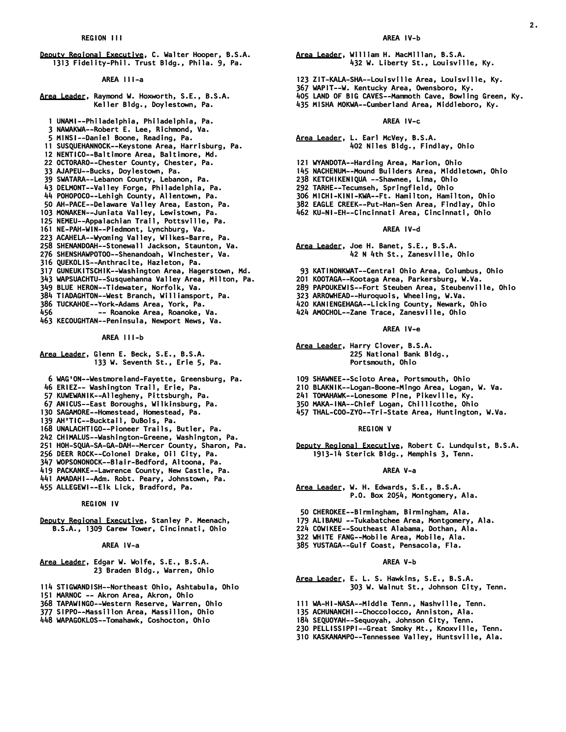## REGION III

Deputy Regional Executive, C. Walter Hooper, B.S.A.
1313 Fidelity-Phil. Trust Bldg., Phila. 9, Pa.

### AREA III-a

Area Leader, Raymond W. Hoxworth, S.E., B.S.A.
Keller Bldg., Doylestown, Pa.

1 UNAMI--Philadelphia, Philadelphia, Pa.
3 NAWAKWA--Robert E. Lee, Richmond, Va.
5 MINSI--Daniel Boone, Reading, Pa.
11 SUSQUEHANNOCK--Keystone Area, Harrisburg, Pa.
12 NENTICO--Baltimore Area, Baltimore, Md.
22 OCTORARO--Chester County, Chester, Pa.
33 AJAPEU--Bucks, Doylestown, Pa.
39 SWATARA--Lebanon County, Lebanon, Pa.
43 DELMONT--Valley Forge, Philadelphia, Pa.
44 POHOPOCO--Lehigh County, Allentown, Pa.
50 AH-PACE--Delaware Valley Area, Easton, Pa.
103 MONAKEN--Juniata Valley, Lewistown, Pa.
125 NEMEU--Appalachian Trail, Pottsville, Pa.
161 NE-PAH-WIN--Piedmont, Lynchburg, Va.
223 ACAHELA--Wyoming Valley, Wilkes-Barre, Pa.
258 SHENANDOAH--Stonewall Jackson, Staunton, Va.
276 SHENSHAWPOTOO--Shenandoah, Winchester, Va.
316 QUEKOLIS--Anthracite, Hazleton, Pa.
317 GUNEUKITSCHIK--Washington Area, Hagerstown, Md.
343 WAPSUACHTU--Susquehanna Valley Area, Milton, Pa.
349 BLUE HERON--Tidewater, Norfolk, Va.
384 TIADAGHTON--West Branch, Williamsport, Pa.
386 TUCKAHOE--York-Adams Area, York, Pa.
456 -- Roanoke Area, Roanoke, Va.
463 KECOUGHTAN--Peninsula, Newport News, Va.

### AREA III-b

Area Leader, Glenn E. Beck, S.E., B.S.A.
133 W. Seventh St., Erie 5, Pa.

6 WAG'ON--Westmoreland-Fayette, Greensburg, Pa.
46 ERIEZ-- Washington Trail, Erie, Pa.
57 KUWEWANIK--Allegheny, Pittsburgh, Pa.
67 ANICUS--East Boroughs, Wilkinsburg, Pa.
130 SAGAMORE--Homestead, Homestead, Pa.
139 AH'TIC--Bucktail, DuBois, Pa.
168 UNALACHTIGO--Pioneer Trails, Butler, Pa.
242 CHIMALUS--Washington-Greene, Washington, Pa.
251 HOH-SQUA-SA-GA-DAH--Mercer County, Sharon, Pa.
256 DEER ROCK--Colonel Drake, Oil City, Pa.
347 WOPSONONOCK--Blair-Bedford, Altoona, Pa.
419 PACKANKE--Lawrence County, New Castle, Pa.
441 AMADAHI--Adm. Robt. Peary, Johnstown, Pa.
455 ALLEGEWI--Elk Lick, Bradford, Pa.

## REGION IV

Deputy Regional Executive, Stanley P. Meenach, B.S.A., 1309 Carew Tower, Cincinnati, Ohio

### AREA IV-a

Area Leader, Edgar W. Wolfe, S.E., B.S.A.
23 Braden Bldg., Warren, Ohio

114 STIGWANDISH--Northeast Ohio, Ashtabula, Ohio
151 MARNOC -- Akron Area, Akron, Ohio
368 TAPAWINGO--Western Reserve, Warren, Ohio
377 SIPPO--Massillon Area, Massillon, Ohio
448 WAPAGOKLOS--Tomahawk, Coshocton, Ohio

### AREA IV-b

Area Leader, William H. MacMillan, B.S.A.
432 W. Liberty St., Louisville, Ky.

123 ZIT-KALA-SHA--Louisville Area, Louisville, Ky.
367 WAPIT--W. Kentucky Area, Owensboro, Ky.
405 LAND OF BIG CAVES--Mammoth Cave, Bowling Green, Ky.
435 MISHA MOKWA--Cumberland Area, Middleboro, Ky.

### AREA IV-c

Area Leader, L. Earl McVey, B.S.A.
402 Niles Bldg., Findlay, Ohio

121 WYANDOTA--Harding Area, Marion, Ohio
145 NACHENUM--Mound Builders Area, Middletown, Ohio
238 KETCHIKENIQUA --Shawnee, Lima, Ohio
292 TARHE--Tecumseh, Springfield, Ohio
306 MICHI-KINI-KWA--Ft. Hamilton, Hamilton, Ohio
382 EAGLE CREEK--Put-Han-Sen Area, Findlay, Ohio
462 KU-NI-EH--Cincinnati Area, Cincinnati, Ohio

### AREA IV-d

Area Leader, Joe H. Banet, S.E., B.S.A.
42 N 4th St., Zanesville, Ohio

93 KATINONKWAT--Central Ohio Area, Columbus, Ohio
201 KOOTAGA--Kootaga Area, Parkersburg, W.Va.
289 PAPOUKEWIS--Fort Steuben Area, Steubenville, Ohio
323 ARROWHEAD--Huroquois, Wheeling, W.Va.
420 KANIENGEHAGA--Licking County, Newark, Ohio
424 AMOCHOL--Zane Trace, Zanesville, Ohio

### AREA IV-e

Area Leader, Harry Clover, B.S.A.
225 National Bank Bldg.,
Portsmouth, Ohio

109 SHAWNEE--Scioto Area, Portsmouth, Ohio
210 BLAKNIK--Logan-Boone-Mingo Area, Logan, W. Va.
241 TOMAHAWK--Lonesome Pine, Pikeville, Ky.
350 MAKA-INA--Chief Logan, Chillicothe, Ohio
457 THAL-COO-ZYO--Tri-State Area, Huntington, W.Va.

## REGION V

Deputy Regional Executive, Robert C. Lundquist, B.S.A.
1913-14 Sterick Bldg., Memphis 3, Tenn.

### AREA V-a

Area Leader, W. H. Edwards, S.E., B.S.A.
P.O. Box 2054, Montgomery, Ala.

50 CHEROKEE--Birmingham, Birmingham, Ala.
179 ALIBAMU --Tukabatchee Area, Montgomery, Ala.
224 COWIKEE--Southeast Alabama, Dothan, Ala.
322 WHITE FANG--Mobile Area, Mobile, Ala.
385 YUSTAGA--Gulf Coast, Pensacola, Fla.

### AREA V-b

Area Leader, E. L. S. Hawkins, S.E., B.S.A.
303 W. Walnut St., Johnson City, Tenn.

111 WA-HI-NASA--Middle Tenn., Nashville, Tenn.
135 ACHUNANCHI--Choccolocco, Anniston, Ala.
184 SEQUOYAH--Sequoyah, Johnson City, Tenn.
230 PELLISSIPPI--Great Smoky Mt., Knoxville, Tenn.
310 KASKANAMPO--Tennessee Valley, Huntsville, Ala.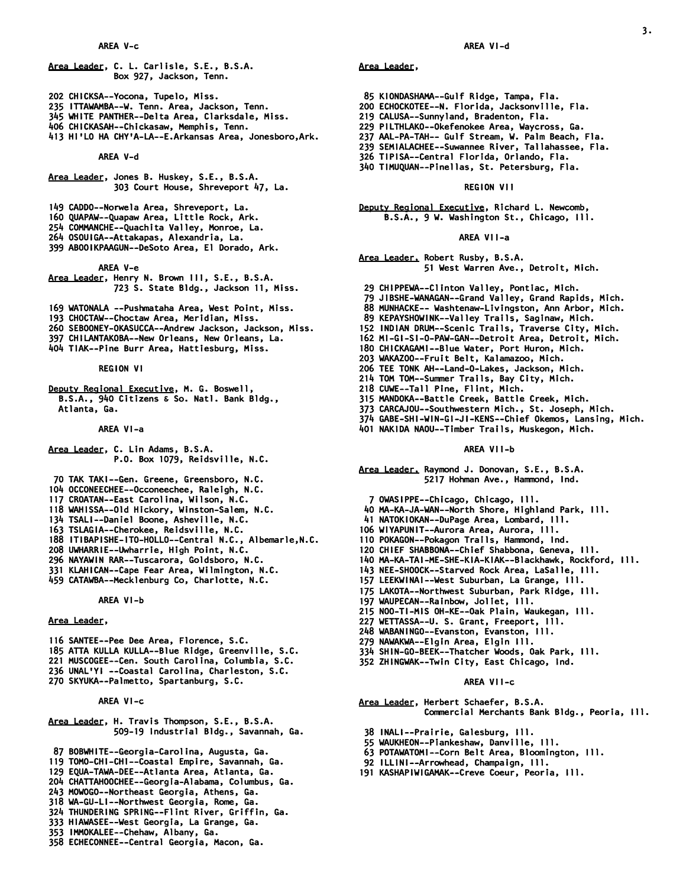## AREA V-c

Area Leader, C. L. Carlisle, S.E., B.S.A.
Box 927, Jackson, Tenn.

202 CHICKSA--Yocona, Tupelo, Miss.
235 ITTAWAMBA--W. Tenn. Area, Jackson, Tenn.
345 WHITE PANTHER--Delta Area, Clarksdale, Miss.
406 CHICKASAH--Chickasaw, Memphis, Tenn.
413 HI'LO HA CHY'A-LA--E.Arkansas Area, Jonesboro,Ark.

## AREA V-d

Area Leader, Jones B. Huskey, S.E., B.S.A.
303 Court House, Shreveport 47, La.

149 CADDO--Norwela Area, Shreveport, La.
160 QUAPAW--Quapaw Area, Little Rock, Ark.
254 COMMANCHE--Quachita Valley, Monroe, La.
264 OSOUIGA--Attakapas, Alexandria, La.
399 ABOOIKPAAGUN--DeSoto Area, El Dorado, Ark.

## AREA V-e

Area Leader, Henry N. Brown III, S.E., B.S.A.
723 S. State Bldg., Jackson 11, Miss.

169 WATONALA --Pushmataha Area, West Point, Miss.
193 CHOCTAW--Choctaw Area, Meridian, Miss.
260 SEBOONEY-OKASUCCA--Andrew Jackson, Jackson, Miss.
397 CHILANTAKOBA--New Orleans, New Orleans, La.
404 TIAK--Pine Burr Area, Hattiesburg, Miss.

## REGION VI

Deputy Regional Executive, M. G. Boswell,
B.S.A., 940 Citizens & So. Natl. Bank Bldg.,
Atlanta, Ga.

## AREA VI-a

Area Leader, C. Lin Adams, B.S.A.
P.O. Box 1079, Reidsville, N.C.

70 TAK TAKI--Gen. Greene, Greensboro, N.C.
104 OCCONEECHEE--Occoneechee, Raleigh, N.C.
117 CROATAN--East Carolina, Wilson, N.C.
118 WAHISSA--Old Hickory, Winston-Salem, N.C.
134 TSALI--Daniel Boone, Asheville, N.C.
163 TSLAGIA--Cherokee, Reidsville, N.C.
188 ITIBAPISHE-ITO-HOLLO--Central N.C., Albemarle,N.C.
208 UWHARRIE--Uwharrie, High Point, N.C.
296 NAYAWIN RAR--Tuscarora, Goldsboro, N.C.
331 KLAHICAN--Cape Fear Area, Wilmington, N.C.
459 CATAWBA--Mecklenburg Co, Charlotte, N.C.

## AREA VI-b

Area Leader,

116 SANTEE--Pee Dee Area, Florence, S.C.
185 ATTA KULLA KULLA--Blue Ridge, Greenville, S.C.
221 MUSCOGEE--Cen. South Carolina, Columbia, S.C.
236 UNAL'YI --Coastal Carolina, Charleston, S.C.
270 SKYUKA--Palmetto, Spartanburg, S.C.

## AREA VI-c

Area Leader, H. Travis Thompson, S.E., B.S.A.
509-19 Industrial Bldg., Savannah, Ga.

87 BOBWHITE--Georgia-Carolina, Augusta, Ga.
119 TOMO-CHI-CHI--Coastal Empire, Savannah, Ga.
129 EQUA-TAWA-DEE--Atlanta Area, Atlanta, Ga.
204 CHATTAHOOCHEE--Georgia-Alabama, Columbus, Ga.
243 MOWOGO--Northeast Georgia, Athens, Ga.
318 WA-GU-LI--Northwest Georgia, Rome, Ga.
324 THUNDERING SPRING--Flint River, Griffin, Ga.
333 HIAWASEE--West Georgia, La Grange, Ga.
353 IMMOKALEE--Chehaw, Albany, Ga.
358 ECHECONNEE--Central Georgia, Macon, Ga.

## AREA VI-d

Area Leader,

85 KIONDASHAMA--Gulf Ridge, Tampa, Fla.
200 ECHOCKOTEE--N. Florida, Jacksonville, Fla.
219 CALUSA--Sunnyland, Bradenton, Fla.
229 PILTHLAKO--Okefenokee Area, Waycross, Ga.
237 AAL-PA-TAH-- Gulf Stream, W. Palm Beach, Fla.
239 SEMIALACHEE--Suwannee River, Tallahassee, Fla.
326 TIPISA--Central Florida, Orlando, Fla.
340 TIMUQUAN--Pinellas, St. Petersburg, Fla.

## REGION VII

Deputy Regional Executive, Richard L. Newcomb,
B.S.A., 9 W. Washington St., Chicago, Ill.

## AREA VII-a

Area Leader, Robert Rusby, B.S.A.
51 West Warren Ave., Detroit, Mich.

29 CHIPPEWA--Clinton Valley, Pontiac, Mich.
79 JIBSHE-WANAGAN--Grand Valley, Grand Rapids, Mich.
88 MUNHACKE-- Washtenaw-Livingston, Ann Arbor, Mich.
89 KEPAYSHOWINK--Valley Trails, Saginaw, Mich.
152 INDIAN DRUM--Scenic Trails, Traverse City, Mich.
162 MI-GI-SI-O-PAW-GAN--Detroit Area, Detroit, Mich.
180 CHICKAGAMI--Blue Water, Port Huron, Mich.
203 WAKAZOO--Fruit Belt, Kalamazoo, Mich.
206 TEE TONK AH--Land-O-Lakes, Jackson, Mich.
214 TOM TOM--Summer Trails, Bay City, Mich.
218 CUWE--Tall Pine, Flint, Mich.
315 MANDOKA--Battle Creek, Battle Creek, Mich.
373 CARCAJOU--Southwestern Mich., St. Joseph, Mich.
374 GABE-SHI-WIN-GI-JI-KENS--Chief Okemos, Lansing, Mich.
401 NAKIDA NAOU--Timber Trails, Muskegon, Mich.

## AREA VII-b

Area Leader, Raymond J. Donovan, S.E., B.S.A.
5217 Hohman Ave., Hammond, Ind.

7 OWASIPPE--Chicago, Chicago, Ill.
40 MA-KA-JA-WAN--North Shore, Highland Park, Ill.
41 NATOKIOKAN--DuPage Area, Lombard, Ill.
106 WIYAPUNIT--Aurora Area, Aurora, Ill.
110 POKAGON--Pokagon Trails, Hammond, Ind.
120 CHIEF SHABBONA--Chief Shabbona, Geneva, Ill.
140 MA-KA-TAI-ME-SHE-KIA-KIAK--Blackhawk, Rockford, Ill.
143 NEE-SHOOCK--Starved Rock Area, LaSalle, Ill.
157 LEEKWINAI--West Suburban, La Grange, Ill.
175 LAKOTA--Northwest Suburban, Park Ridge, Ill.
197 WAUPECAN--Rainbow, Joliet, Ill.
215 NOO-TI-MIS OH-KE--Oak Plain, Waukegan, Ill.
227 WETTASSA--U. S. Grant, Freeport, Ill.
248 WABANINGO--Evanston, Evanston, Ill.
279 NAWAKWA--Elgin Area, Elgin Ill.
334 SHIN-GO-BEEK--Thatcher Woods, Oak Park, Ill.
352 ZHINGWAK--Twin City, East Chicago, Ind.

## AREA VII-c

Area Leader, Herbert Schaefer, B.S.A.
Commercial Merchants Bank Bldg., Peoria, Ill.

38 INALI--Prairie, Galesburg, Ill.
55 WAUKHEON--Piankeshaw, Danville, Ill.
63 POTAWATOMI--Corn Belt Area, Bloomington, Ill.
92 ILLINI--Arrowhead, Champaign, Ill.
191 KASHAPIWIGAMAK--Creve Coeur, Peoria, Ill.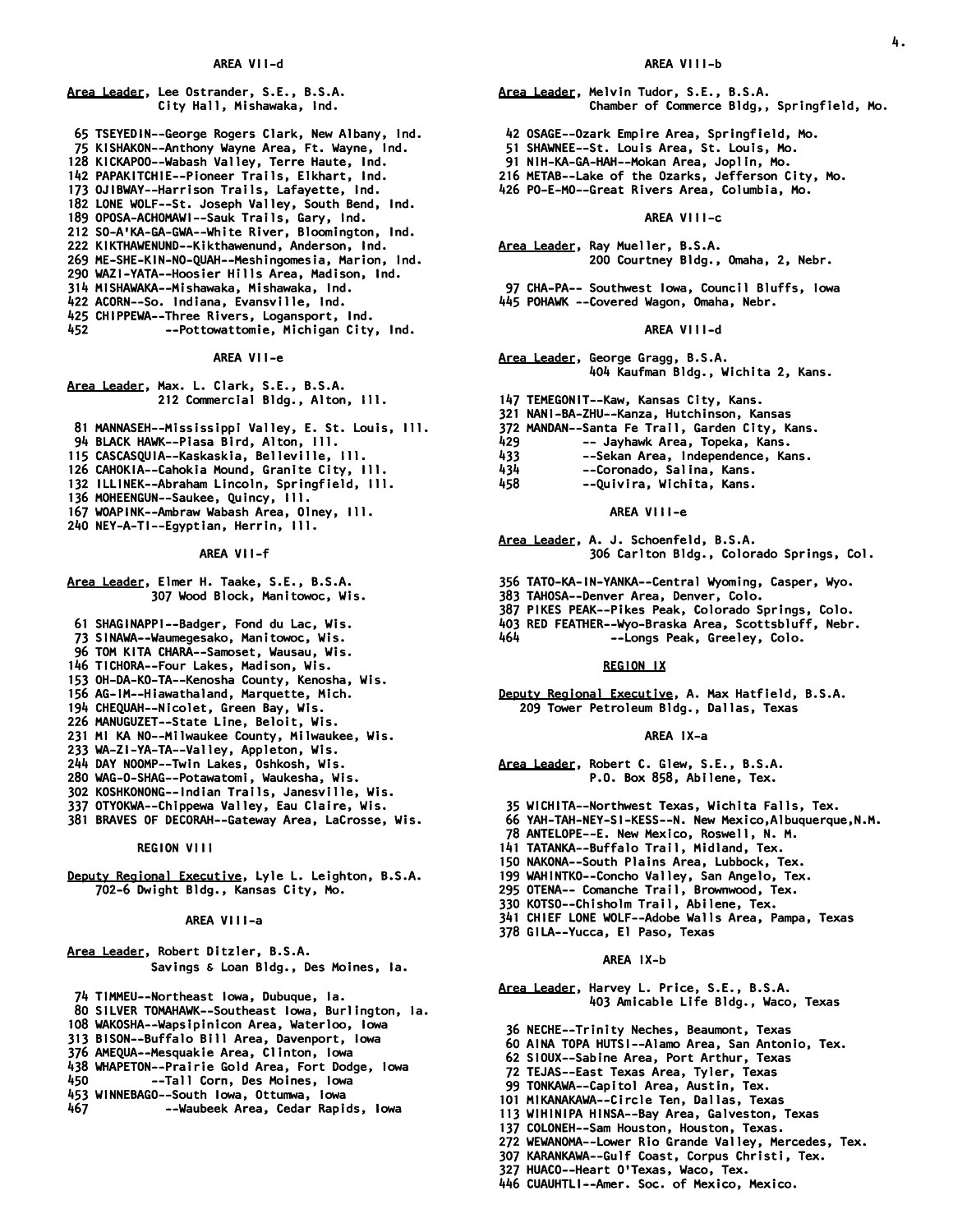## AREA VII-d

Area Leader, Lee Ostrander, S.E., B.S.A.
City Hall, Mishawaka, Ind.

65 TSEYEDIN--George Rogers Clark, New Albany, Ind.
75 KISHAKON--Anthony Wayne Area, Ft. Wayne, Ind.
128 KICKAPOO--Wabash Valley, Terre Haute, Ind.
142 PAPAKITCHIE--Pioneer Trails, Elkhart, Ind.
173 OJIBWAY--Harrison Trails, Lafayette, Ind.
182 LONE WOLF--St. Joseph Valley, South Bend, Ind.
189 OPOSA-ACHOMAWI--Sauk Trails, Gary, Ind.
212 SO-A'KA-GA-GWA--White River, Bloomington, Ind.
222 KIKTHAWENUND--Kikthawenund, Anderson, Ind.
269 ME-SHE-KIN-NO-QUAH--Meshingomesia, Marion, Ind.
290 WAZI-YATA--Hoosier Hills Area, Madison, Ind.
314 MISHAWAKA--Mishawaka, Mishawaka, Ind.
422 ACORN--So. Indiana, Evansville, Ind.
425 CHIPPEWA--Three Rivers, Logansport, Ind.
452 --Pottowattomie, Michigan City, Ind.

## AREA VII-e

Area Leader, Max. L. Clark, S.E., B.S.A.
212 Commercial Bldg., Alton, Ill.

81 MANNASEH--Mississippi Valley, E. St. Louis, Ill.
94 BLACK HAWK--Piasa Bird, Alton, Ill.
115 CASCASQUIA--Kaskaskia, Belleville, Ill.
126 CAHOKIA--Cahokia Mound, Granite City, Ill.
132 ILLINEK--Abraham Lincoln, Springfield, Ill.
136 MOHEENGUN--Saukee, Quincy, Ill.
167 WOAPINK--Ambraw Wabash Area, Olney, Ill.
240 NEY-A-TI--Egyptian, Herrin, Ill.

## AREA VII-f

Area Leader, Elmer H. Taake, S.E., B.S.A.
307 Wood Block, Manitowoc, Wis.

61 SHAGINAPPI--Badger, Fond du Lac, Wis.
73 SINAWA--Waumegesako, Manitowoc, Wis.
96 TOM KITA CHARA--Samoset, Wausau, Wis.
146 TICHORA--Four Lakes, Madison, Wis.
153 OH-DA-KO-TA--Kenosha County, Kenosha, Wis.
156 AG-IM--Hiawathaland, Marquette, Mich.
194 CHEQUAH--Nicolet, Green Bay, Wis.
226 MANUGUZET--State Line, Beloit, Wis.
231 MI KA NO--Milwaukee County, Milwaukee, Wis.
233 WA-ZI-YA-TA--Valley, Appleton, Wis.
244 DAY NOOMP--Twin Lakes, Oshkosh, Wis.
280 WAG-O-SHAG--Potawatomi, Waukesha, Wis.
302 KOSHKONONG--Indian Trails, Janesville, Wis.
337 OTYOKWA--Chippewa Valley, Eau Claire, Wis.
381 BRAVES OF DECORAH--Gateway Area, LaCrosse, Wis.

## REGION VIII

Deputy Regional Executive, Lyle L. Leighton, B.S.A.
702-6 Dwight Bldg., Kansas City, Mo.

## AREA VIII-a

Area Leader, Robert Ditzler, B.S.A.
Savings & Loan Bldg., Des Moines, Ia.

74 TIMMEU--Northeast Iowa, Dubuque, Ia.
80 SILVER TOMAHAWK--Southeast Iowa, Burlington, Ia.
108 WAKOSHA--Wapsipinicon Area, Waterloo, Iowa
313 BISON--Buffalo Bill Area, Davenport, Iowa
376 AMEQUA--Mesquakie Area, Clinton, Iowa
438 WHAPETON--Prairie Gold Area, Fort Dodge, Iowa
450 --Tall Corn, Des Moines, Iowa
453 WINNEBAGO--South Iowa, Ottumwa, Iowa
467 --Waubeek Area, Cedar Rapids, Iowa

## AREA VIII-b

Area Leader, Melvin Tudor, S.E., B.S.A.
Chamber of Commerce Bldg,, Springfield, Mo.

42 OSAGE--Ozark Empire Area, Springfield, Mo.
51 SHAWNEE--St. Louis Area, St. Louis, Mo.
91 NIH-KA-GA-HAH--Mokan Area, Joplin, Mo.
216 METAB--Lake of the Ozarks, Jefferson City, Mo.
426 PO-E-MO--Great Rivers Area, Columbia, Mo.

## AREA VIII-c

Area Leader, Ray Mueller, B.S.A.
200 Courtney Bldg., Omaha, 2, Nebr.

97 CHA-PA-- Southwest Iowa, Council Bluffs, Iowa
445 POHAWK --Covered Wagon, Omaha, Nebr.

## AREA VIII-d

Area Leader, George Gragg, B.S.A.
404 Kaufman Bldg., Wichita 2, Kans.

147 TEMEGONIT--Kaw, Kansas City, Kans.
321 NANI-BA-ZHU--Kanza, Hutchinson, Kansas
372 MANDAN--Santa Fe Trail, Garden City, Kans.
429 -- Jayhawk Area, Topeka, Kans.
433 --Sekan Area, Independence, Kans.
434 --Coronado, Salina, Kans.
458 --Quivira, Wichita, Kans.

## AREA VIII-e

Area Leader, A. J. Schoenfeld, B.S.A.
306 Carlton Bldg., Colorado Springs, Col.

356 TATO-KA-IN-YANKA--Central Wyoming, Casper, Wyo.
383 TAHOSA--Denver Area, Denver, Colo.
387 PIKES PEAK--Pikes Peak, Colorado Springs, Colo.
403 RED FEATHER--Wyo-Braska Area, Scottsbluff, Nebr.
464 --Longs Peak, Greeley, Colo.

## REGION IX

Deputy Regional Executive, A. Max Hatfield, B.S.A.
209 Tower Petroleum Bldg., Dallas, Texas

## AREA IX-a

Area Leader, Robert C. Glew, S.E., B.S.A.
P.O. Box 858, Abilene, Tex.

35 WICHITA--Northwest Texas, Wichita Falls, Tex.
66 YAH-TAH-NEY-SI-KESS--N. New Mexico,Albuquerque,N.M.
78 ANTELOPE--E. New Mexico, Roswell, N. M.
141 TATANKA--Buffalo Trail, Midland, Tex.
150 NAKONA--South Plains Area, Lubbock, Tex.
199 WAHINTKO--Concho Valley, San Angelo, Tex.
295 OTENA-- Comanche Trail, Brownwood, Tex.
330 KOTSO--Chisholm Trail, Abilene, Tex.
341 CHIEF LONE WOLF--Adobe Walls Area, Pampa, Texas
378 GILA--Yucca, El Paso, Texas

## AREA IX-b

Area Leader, Harvey L. Price, S.E., B.S.A.
403 Amicable Life Bldg., Waco, Texas

36 NECHE--Trinity Neches, Beaumont, Texas
60 AINA TOPA HUTSI--Alamo Area, San Antonio, Tex.
62 SIOUX--Sabine Area, Port Arthur, Texas
72 TEJAS--East Texas Area, Tyler, Texas
99 TONKAWA--Capitol Area, Austin, Tex.
101 MIKANAKAWA--Circle Ten, Dallas, Texas
113 WIHINIPA HINSA--Bay Area, Galveston, Texas
137 COLONEH--Sam Houston, Houston, Texas.
272 WEWANOMA--Lower Rio Grande Valley, Mercedes, Tex.
307 KARANKAWA--Gulf Coast, Corpus Christi, Tex.
327 HUACO--Heart O'Texas, Waco, Tex.
446 CUAUHTLI--Amer. Soc. of Mexico, Mexico.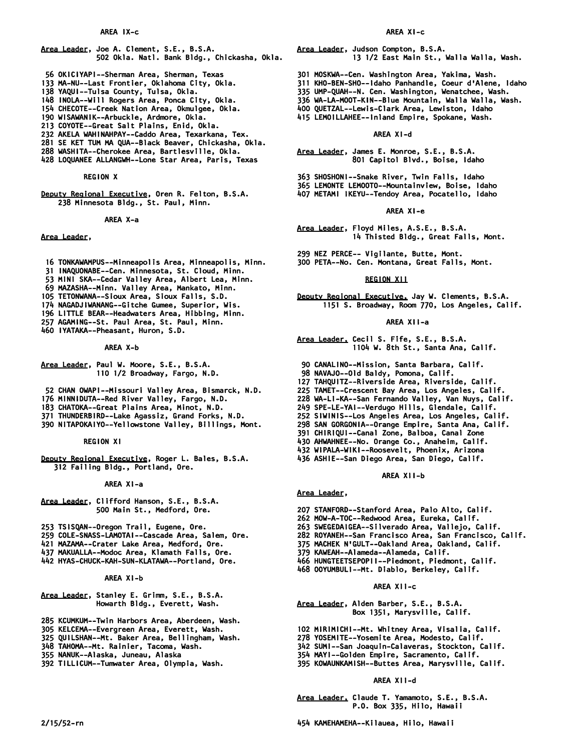### AREA IX-c

Area Leader, Joe A. Clement, S.E., B.S.A.
502 Okla. Natl. Bank Bldg., Chickasha, Okla.

56 OKICIYAPI--Sherman Area, Sherman, Texas
133 MA-NU--Last Frontier, Oklahoma City, Okla.
138 YAQUI--Tulsa County, Tulsa, Okla.
148 INOLA--Will Rogers Area, Ponca City, Okla.
154 CHECOTE--Creek Nation Area, Okmulgee, Okla.
190 WISAWANIK--Arbuckle, Ardmore, Okla.
213 COYOTE--Great Salt Plains, Enid, Okla.
232 AKELA WAHINAHPAY--Caddo Area, Texarkana, Tex.
281 SE KET TUM MA QUA--Black Beaver, Chickasha, Okla.
288 WASHITA--Cherokee Area, Bartlesville, Okla.
428 LOQUANEE ALLANGWH--Lone Star Area, Paris, Texas

## REGION X

Deputy Regional Executive, Oren R. Felton, B.S.A.
238 Minnesota Bldg., St. Paul, Minn.

### AREA X-a

Area Leader,

16 TONKAWAMPUS--Minneapolis Area, Minneapolis, Minn.
31 INAQUONABE--Cen. Minnesota, St. Cloud, Minn.
53 MINI SKA--Cedar Valley Area, Albert Lea, Minn.
69 MAZASHA--Minn. Valley Area, Mankato, Minn.
105 TETONWANA--Sioux Area, Sioux Falls, S.D.
174 NAGADJIWANANG--Gitche Gumee, Superior, Wis.
196 LITTLE BEAR--Headwaters Area, Hibbing, Minn.
257 AGAMING--St. Paul Area, St. Paul, Minn.
460 IYATAKA--Pheasant, Huron, S.D.

### AREA X-b

Area Leader, Paul W. Moore, S.E., B.S.A.
110 1/2 Broadway, Fargo, N.D.

52 CHAN OWAPI--Missouri Valley Area, Bismarck, N.D.
176 MINNIDUTA--Red River Valley, Fargo, N.D.
183 CHATOKA--Great Plains Area, Minot, N.D.
371 THUNDERBIRD--Lake Agassiz, Grand Forks, N.D.
390 NITAPOKAIYO--Yellowstone Valley, Billings, Mont.

## REGION XI

Deputy Regional Executive, Roger L. Bales, B.S.A.
312 Failing Bldg., Portland, Ore.

### AREA XI-a

Area Leader, Clifford Hanson, S.E., B.S.A.
500 Main St., Medford, Ore.

253 TSISQAN--Oregon Trail, Eugene, Ore.
259 COLE-SNASS-LAMOTAI--Cascade Area, Salem, Ore.
421 MAZAMA--Crater Lake Area, Medford, Ore.
437 MAKUALLA--Modoc Area, Klamath Falls, Ore.
442 HYAS-CHUCK-KAH-SUN-KLATAWA--Portland, Ore.

### AREA XI-b

Area Leader, Stanley E. Grimm, S.E., B.S.A.
Howarth Bldg., Everett, Wash.

285 KCUMKUM--Twin Harbors Area, Aberdeen, Wash.
305 KELCEMA--Evergreen Area, Everett, Wash.
325 QUILSHAN--Mt. Baker Area, Bellingham, Wash.
348 TAHOMA--Mt. Rainier, Tacoma, Wash.
355 NANUK--Alaska, Juneau, Alaska
392 TILLICUM--Tumwater Area, Olympia, Wash.

### AREA XI-c

Area Leader, Judson Compton, B.S.A.
13 1/2 East Main St., Walla Walla, Wash.

301 MOSKWA--Cen. Washington Area, Yakima, Wash.
311 KHO-BEN-SHO--Idaho Panhandle, Coeur d'Alene, Idaho
335 UMP-QUAH--N. Cen. Washington, Wenatchee, Wash.
336 WA-LA-MOOT-KIN--Blue Mountain, Walla Walla, Wash.
400 QUETZAL--Lewis-Clark Area, Lewiston, Idaho
415 LEMOILLAHEE--Inland Empire, Spokane, Wash.

### AREA XI-d

Area Leader, James E. Monroe, S.E., B.S.A.
801 Capitol Blvd., Boise, Idaho

363 SHOSHONI--Snake River, Twin Falls, Idaho
365 LEMONTE LEMOOTO--Mountainview, Boise, Idaho
407 METAMI IKEYU--Tendoy Area, Pocatello, Idaho

### AREA XI-e

Area Leader, Floyd Miles, A.S.E., B.S.A.
14 Thisted Bldg., Great Falls, Mont.

299 NEZ PERCE-- Vigilante, Butte, Mont.
300 PETA--No. Cen. Montana, Great Falls, Mont.

## REGION XII

Deputy Regional Executive, Jay W. Clements, B.S.A.
1151 S. Broadway, Room 770, Los Angeles, Calif.

### AREA XII-a

Area Leader, Cecil S. Fife, S.E., B.S.A.
1104 W. 8th St., Santa Ana, Calif.

90 CANALINO--Mission, Santa Barbara, Calif.
98 NAVAJO--Old Baldy, Pomona, Calif.
127 TAHQUITZ--Riverside Area, Riverside, Calif.
225 TAMET--Crescent Bay Area, Los Angeles, Calif.
228 WA-LI-KA--San Fernando Valley, Van Nuys, Calif.
249 SPE-LE-YAI--Verdugo Hills, Glendale, Calif.
252 SIWINIS--Los Angeles Area, Los Angeles, Calif.
298 SAN GORGONIA--Orange Empire, Santa Ana, Calif.
391 CHIRIQUI--Canal Zone, Balboa, Canal Zone
430 AHWAHNEE--No. Orange Co., Anaheim, Calif.
432 WIPALA-WIKI--Roosevelt, Phoenix, Arizona
436 ASHIE--San Diego Area, San Diego, Calif.

### AREA XII-b

Area Leader,

207 STANFORD--Stanford Area, Palo Alto, Calif.
262 MOW-A-TOC--Redwood Area, Eureka, Calif.
263 SWEGEDAIGEA--Silverado Area, Vallejo, Calif.
282 ROYANEH--San Francisco Area, San Francisco, Calif.
375 MACHEK N'GULT--Oakland Area, Oakland, Calif.
379 KAWEAH--Alameda--Alameda, Calif.
466 HUNGTEETSEPOPII--Piedmont, Piedmont, Calif.
468 OOYUMBULI--Mt. Diablo, Berkeley, Calif.

### AREA XII-c

Area Leader, Alden Barber, S.E., B.S.A.
Box 1351, Marysville, Calif.

102 MIRIMICHI--Mt. Whitney Area, Visalia, Calif.
278 YOSEMITE--Yosemite Area, Modesto, Calif.
342 SUMI--San Joaquin-Calaveras, Stockton, Calif.
354 MAYI--Golden Empire, Sacramento, Calif.
395 KOWAUNKAMISH--Buttes Area, Marysville, Calif.

### AREA XII-d

Area Leader, Claude T. Yamamoto, S.E., B.S.A.
P.O. Box 335, Hilo, Hawaii

454 KAMEHAMEHA--Kilauea, Hilo, Hawaii

2/15/52-rn